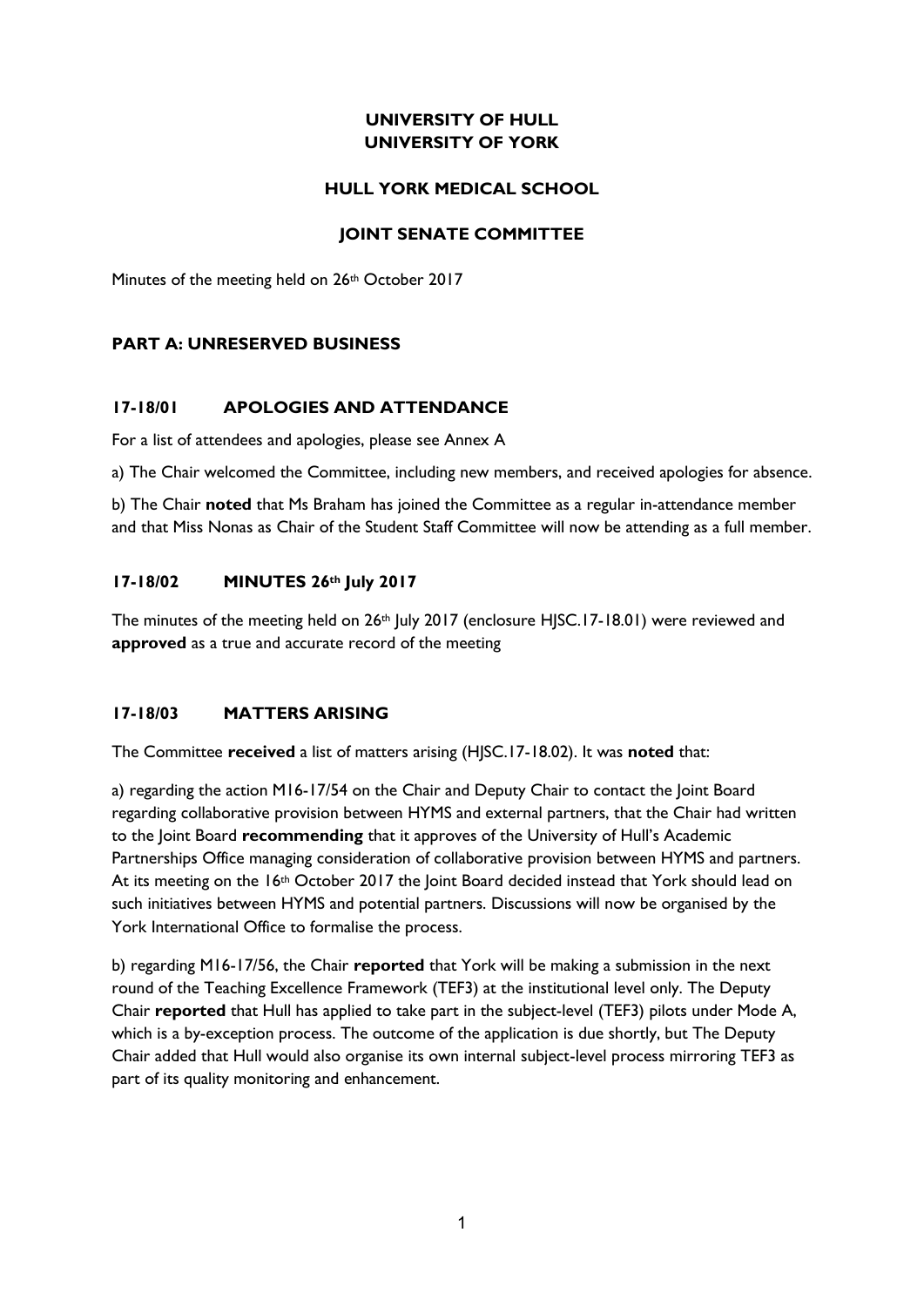# UNIVERSITY OF HULL
# UNIVERSITY OF YORK

## HULL YORK MEDICAL SCHOOL

## JOINT SENATE COMMITTEE

Minutes of the meeting held on 26th October 2017

### PART A: UNRESERVED BUSINESS

### 17-18/01 APOLOGIES AND ATTENDANCE

For a list of attendees and apologies, please see Annex A

a) The Chair welcomed the Committee, including new members, and received apologies for absence.

b) The Chair **noted** that Ms Braham has joined the Committee as a regular in-attendance member and that Miss Nonas as Chair of the Student Staff Committee will now be attending as a full member.

### 17-18/02 MINUTES 26th July 2017

The minutes of the meeting held on 26th July 2017 (enclosure HJSC.17-18.01) were reviewed and **approved** as a true and accurate record of the meeting

### 17-18/03 MATTERS ARISING

The Committee **received** a list of matters arising (HJSC.17-18.02). It was **noted** that:

a) regarding the action M16-17/54 on the Chair and Deputy Chair to contact the Joint Board regarding collaborative provision between HYMS and external partners, that the Chair had written to the Joint Board **recommending** that it approves of the University of Hull's Academic Partnerships Office managing consideration of collaborative provision between HYMS and partners. At its meeting on the 16th October 2017 the Joint Board decided instead that York should lead on such initiatives between HYMS and potential partners. Discussions will now be organised by the York International Office to formalise the process.

b) regarding M16-17/56, the Chair **reported** that York will be making a submission in the next round of the Teaching Excellence Framework (TEF3) at the institutional level only. The Deputy Chair **reported** that Hull has applied to take part in the subject-level (TEF3) pilots under Mode A, which is a by-exception process. The outcome of the application is due shortly, but The Deputy Chair added that Hull would also organise its own internal subject-level process mirroring TEF3 as part of its quality monitoring and enhancement.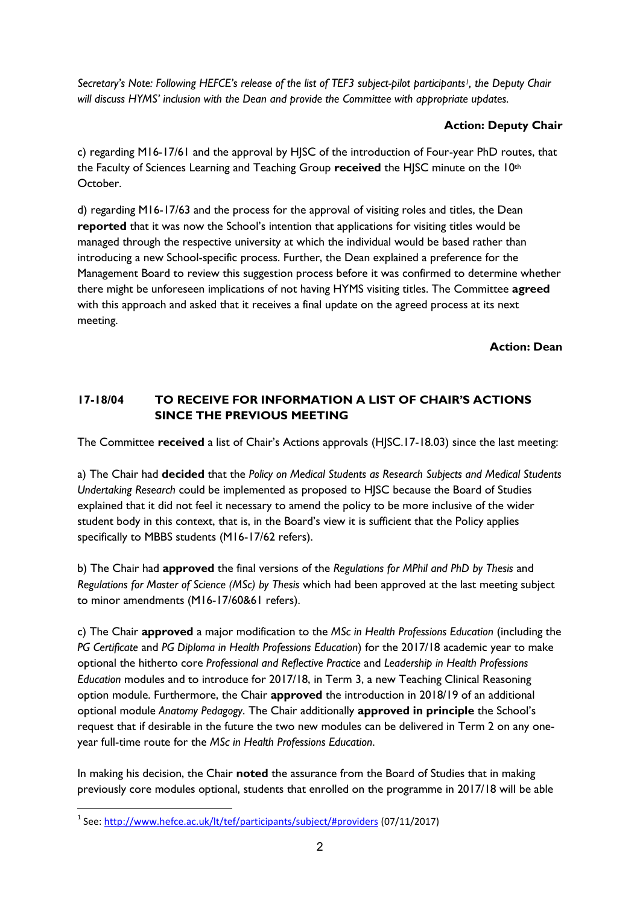*Secretary's Note: Following HEFCE's release of the list of TEF3 subject-pilot participants[1], the Deputy Chair will discuss HYMS' inclusion with the Dean and provide the Committee with appropriate updates.*

**Action: Deputy Chair**

c) regarding M16-17/61 and the approval by HJSC of the introduction of Four-year PhD routes, that the Faculty of Sciences Learning and Teaching Group **received** the HJSC minute on the 10th October.

d) regarding M16-17/63 and the process for the approval of visiting roles and titles, the Dean **reported** that it was now the School's intention that applications for visiting titles would be managed through the respective university at which the individual would be based rather than introducing a new School-specific process. Further, the Dean explained a preference for the Management Board to review this suggestion process before it was confirmed to determine whether there might be unforeseen implications of not having HYMS visiting titles. The Committee **agreed** with this approach and asked that it receives a final update on the agreed process at its next meeting.

**Action: Dean**

## 17-18/04 TO RECEIVE FOR INFORMATION A LIST OF CHAIR'S ACTIONS SINCE THE PREVIOUS MEETING

The Committee **received** a list of Chair's Actions approvals (HJSC.17-18.03) since the last meeting:

a) The Chair had **decided** that the *Policy on Medical Students as Research Subjects and Medical Students Undertaking Research* could be implemented as proposed to HJSC because the Board of Studies explained that it did not feel it necessary to amend the policy to be more inclusive of the wider student body in this context, that is, in the Board's view it is sufficient that the Policy applies specifically to MBBS students (M16-17/62 refers).

b) The Chair had **approved** the final versions of the *Regulations for MPhil and PhD by Thesis* and *Regulations for Master of Science (MSc) by Thesis* which had been approved at the last meeting subject to minor amendments (M16-17/60&61 refers).

c) The Chair **approved** a major modification to the *MSc in Health Professions Education* (including the *PG Certificate* and *PG Diploma in Health Professions Education*) for the 2017/18 academic year to make optional the hitherto core *Professional and Reflective Practice* and *Leadership in Health Professions Education* modules and to introduce for 2017/18, in Term 3, a new Teaching Clinical Reasoning option module. Furthermore, the Chair **approved** the introduction in 2018/19 of an additional optional module *Anatomy Pedagogy*. The Chair additionally **approved in principle** the School's request that if desirable in the future the two new modules can be delivered in Term 2 on any one-year full-time route for the *MSc in Health Professions Education*.

In making his decision, the Chair **noted** the assurance from the Board of Studies that in making previously core modules optional, students that enrolled on the programme in 2017/18 will be able

[1] See: http://www.hefce.ac.uk/lt/tef/participants/subject/#providers (07/11/2017)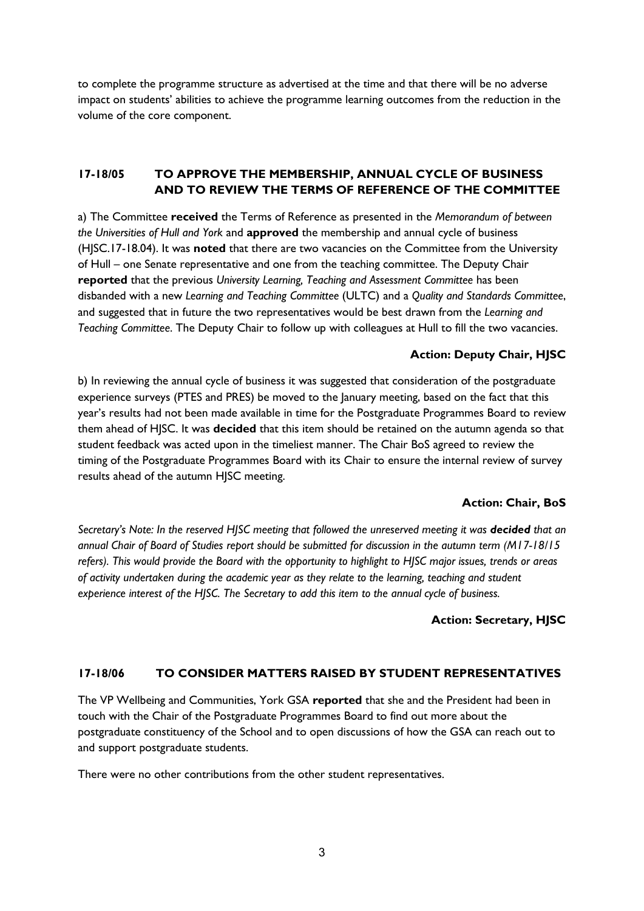to complete the programme structure as advertised at the time and that there will be no adverse impact on students' abilities to achieve the programme learning outcomes from the reduction in the volume of the core component.

## 17-18/05 TO APPROVE THE MEMBERSHIP, ANNUAL CYCLE OF BUSINESS AND TO REVIEW THE TERMS OF REFERENCE OF THE COMMITTEE

a) The Committee **received** the Terms of Reference as presented in the *Memorandum of between the Universities of Hull and York* and **approved** the membership and annual cycle of business (HJSC.17-18.04). It was **noted** that there are two vacancies on the Committee from the University of Hull – one Senate representative and one from the teaching committee. The Deputy Chair **reported** that the previous *University Learning, Teaching and Assessment Committee* has been disbanded with a new *Learning and Teaching Committee* (ULTC) and a *Quality and Standards Committee*, and suggested that in future the two representatives would be best drawn from the *Learning and Teaching Committee*. The Deputy Chair to follow up with colleagues at Hull to fill the two vacancies.

**Action: Deputy Chair, HJSC**

b) In reviewing the annual cycle of business it was suggested that consideration of the postgraduate experience surveys (PTES and PRES) be moved to the January meeting, based on the fact that this year's results had not been made available in time for the Postgraduate Programmes Board to review them ahead of HJSC. It was **decided** that this item should be retained on the autumn agenda so that student feedback was acted upon in the timeliest manner. The Chair BoS agreed to review the timing of the Postgraduate Programmes Board with its Chair to ensure the internal review of survey results ahead of the autumn HJSC meeting.

**Action: Chair, BoS**

*Secretary's Note: In the reserved HJSC meeting that followed the unreserved meeting it was **decided** that an annual Chair of Board of Studies report should be submitted for discussion in the autumn term (M17-18/15 refers). This would provide the Board with the opportunity to highlight to HJSC major issues, trends or areas of activity undertaken during the academic year as they relate to the learning, teaching and student experience interest of the HJSC. The Secretary to add this item to the annual cycle of business.*

**Action: Secretary, HJSC**

## 17-18/06 TO CONSIDER MATTERS RAISED BY STUDENT REPRESENTATIVES

The VP Wellbeing and Communities, York GSA **reported** that she and the President had been in touch with the Chair of the Postgraduate Programmes Board to find out more about the postgraduate constituency of the School and to open discussions of how the GSA can reach out to and support postgraduate students.

There were no other contributions from the other student representatives.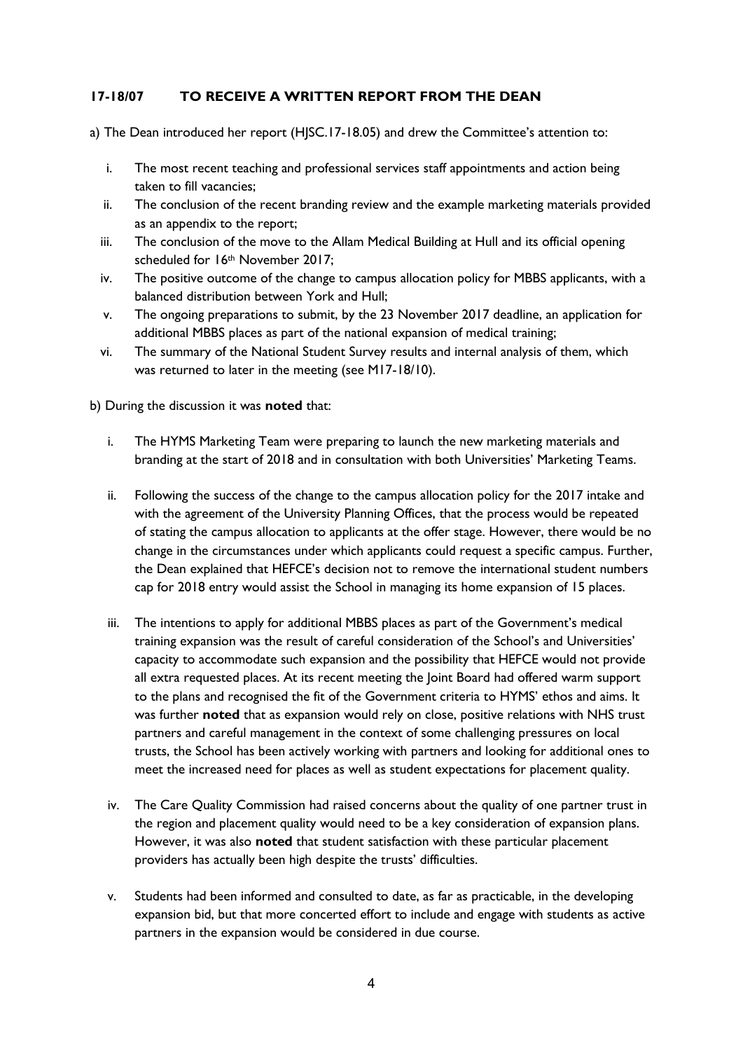### 17-18/07 TO RECEIVE A WRITTEN REPORT FROM THE DEAN

a) The Dean introduced her report (HJSC.17-18.05) and drew the Committee's attention to:

i. The most recent teaching and professional services staff appointments and action being taken to fill vacancies;
ii. The conclusion of the recent branding review and the example marketing materials provided as an appendix to the report;
iii. The conclusion of the move to the Allam Medical Building at Hull and its official opening scheduled for 16th November 2017;
iv. The positive outcome of the change to campus allocation policy for MBBS applicants, with a balanced distribution between York and Hull;
v. The ongoing preparations to submit, by the 23 November 2017 deadline, an application for additional MBBS places as part of the national expansion of medical training;
vi. The summary of the National Student Survey results and internal analysis of them, which was returned to later in the meeting (see M17-18/10).

b) During the discussion it was **noted** that:

i. The HYMS Marketing Team were preparing to launch the new marketing materials and branding at the start of 2018 and in consultation with both Universities' Marketing Teams.

ii. Following the success of the change to the campus allocation policy for the 2017 intake and with the agreement of the University Planning Offices, that the process would be repeated of stating the campus allocation to applicants at the offer stage. However, there would be no change in the circumstances under which applicants could request a specific campus. Further, the Dean explained that HEFCE's decision not to remove the international student numbers cap for 2018 entry would assist the School in managing its home expansion of 15 places.

iii. The intentions to apply for additional MBBS places as part of the Government's medical training expansion was the result of careful consideration of the School's and Universities' capacity to accommodate such expansion and the possibility that HEFCE would not provide all extra requested places. At its recent meeting the Joint Board had offered warm support to the plans and recognised the fit of the Government criteria to HYMS' ethos and aims. It was further **noted** that as expansion would rely on close, positive relations with NHS trust partners and careful management in the context of some challenging pressures on local trusts, the School has been actively working with partners and looking for additional ones to meet the increased need for places as well as student expectations for placement quality.

iv. The Care Quality Commission had raised concerns about the quality of one partner trust in the region and placement quality would need to be a key consideration of expansion plans. However, it was also **noted** that student satisfaction with these particular placement providers has actually been high despite the trusts' difficulties.

v. Students had been informed and consulted to date, as far as practicable, in the developing expansion bid, but that more concerted effort to include and engage with students as active partners in the expansion would be considered in due course.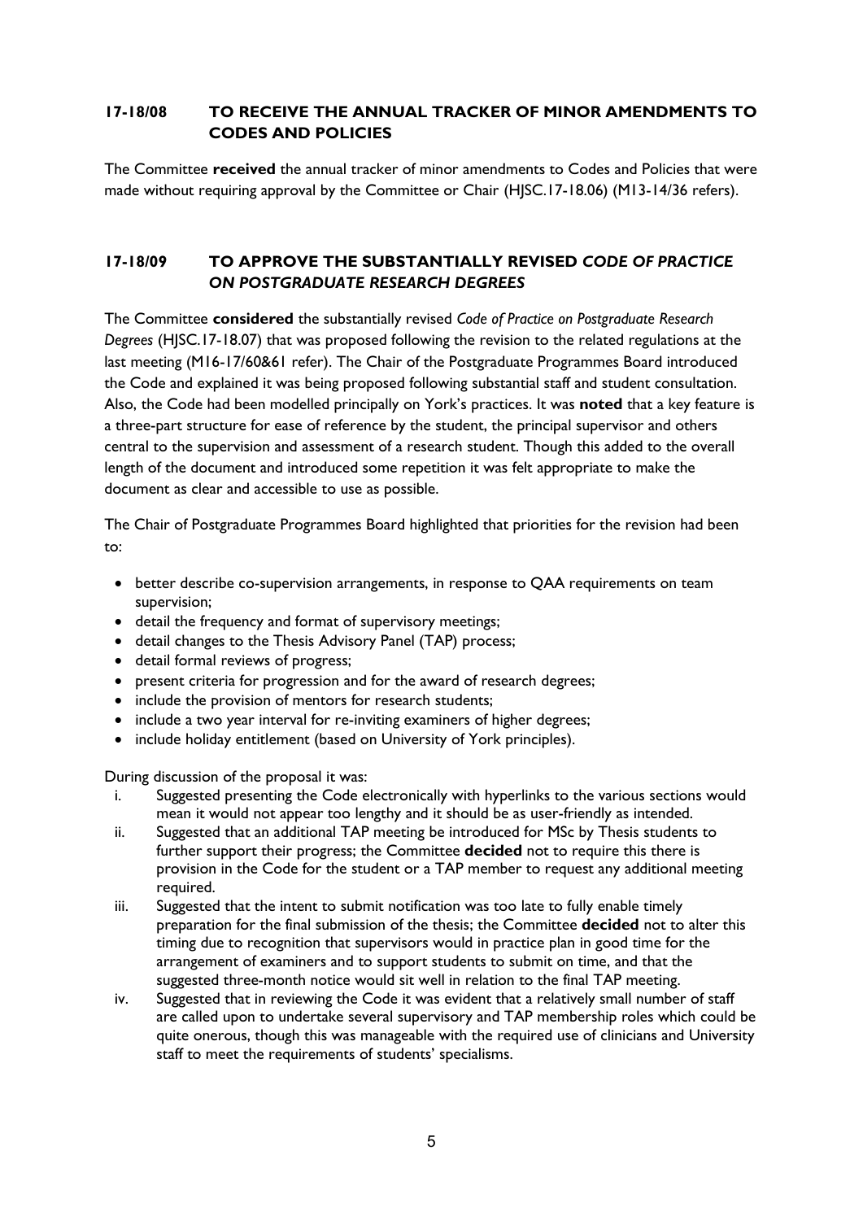### 17-18/08 TO RECEIVE THE ANNUAL TRACKER OF MINOR AMENDMENTS TO CODES AND POLICIES

The Committee **received** the annual tracker of minor amendments to Codes and Policies that were made without requiring approval by the Committee or Chair (HJSC.17-18.06) (M13-14/36 refers).

### 17-18/09 TO APPROVE THE SUBSTANTIALLY REVISED *CODE OF PRACTICE ON POSTGRADUATE RESEARCH DEGREES*

The Committee **considered** the substantially revised *Code of Practice on Postgraduate Research Degrees* (HJSC.17-18.07) that was proposed following the revision to the related regulations at the last meeting (M16-17/60&61 refer). The Chair of the Postgraduate Programmes Board introduced the Code and explained it was being proposed following substantial staff and student consultation. Also, the Code had been modelled principally on York's practices. It was **noted** that a key feature is a three-part structure for ease of reference by the student, the principal supervisor and others central to the supervision and assessment of a research student. Though this added to the overall length of the document and introduced some repetition it was felt appropriate to make the document as clear and accessible to use as possible.

The Chair of Postgraduate Programmes Board highlighted that priorities for the revision had been to:

- better describe co-supervision arrangements, in response to QAA requirements on team supervision;
- detail the frequency and format of supervisory meetings;
- detail changes to the Thesis Advisory Panel (TAP) process;
- detail formal reviews of progress;
- present criteria for progression and for the award of research degrees;
- include the provision of mentors for research students;
- include a two year interval for re-inviting examiners of higher degrees;
- include holiday entitlement (based on University of York principles).

During discussion of the proposal it was:

i. Suggested presenting the Code electronically with hyperlinks to the various sections would mean it would not appear too lengthy and it should be as user-friendly as intended.
ii. Suggested that an additional TAP meeting be introduced for MSc by Thesis students to further support their progress; the Committee **decided** not to require this there is provision in the Code for the student or a TAP member to request any additional meeting required.
iii. Suggested that the intent to submit notification was too late to fully enable timely preparation for the final submission of the thesis; the Committee **decided** not to alter this timing due to recognition that supervisors would in practice plan in good time for the arrangement of examiners and to support students to submit on time, and that the suggested three-month notice would sit well in relation to the final TAP meeting.
iv. Suggested that in reviewing the Code it was evident that a relatively small number of staff are called upon to undertake several supervisory and TAP membership roles which could be quite onerous, though this was manageable with the required use of clinicians and University staff to meet the requirements of students' specialisms.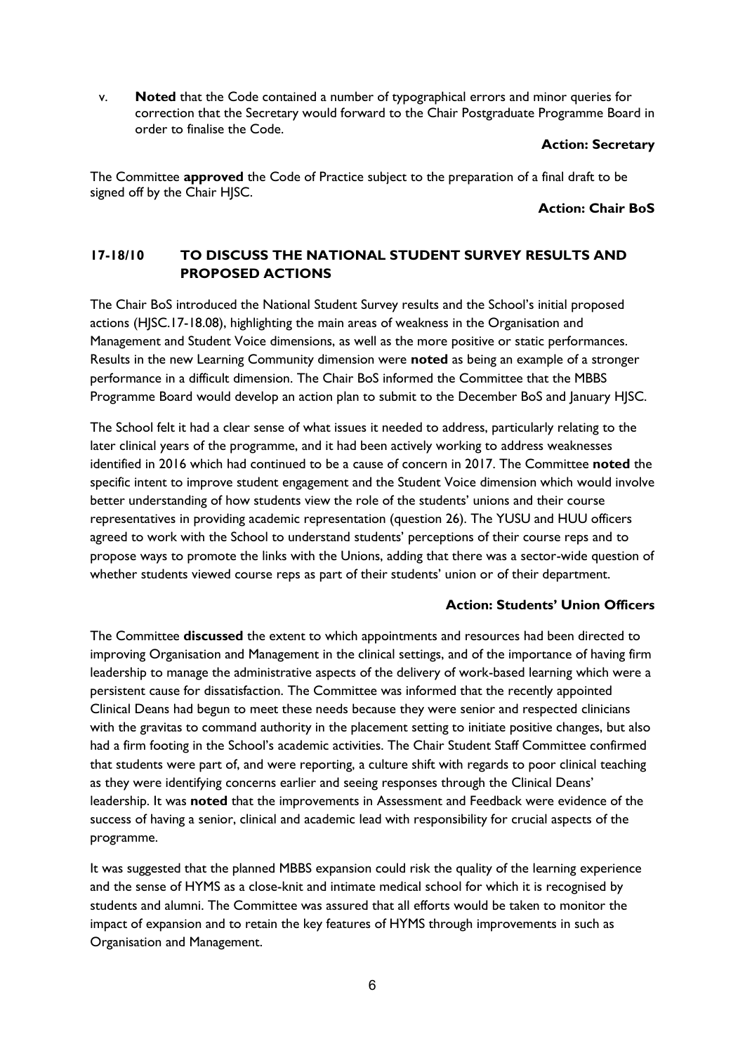v. **Noted** that the Code contained a number of typographical errors and minor queries for correction that the Secretary would forward to the Chair Postgraduate Programme Board in order to finalise the Code.

**Action: Secretary**

The Committee **approved** the Code of Practice subject to the preparation of a final draft to be signed off by the Chair HJSC.

**Action: Chair BoS**

## 17-18/10 TO DISCUSS THE NATIONAL STUDENT SURVEY RESULTS AND PROPOSED ACTIONS

The Chair BoS introduced the National Student Survey results and the School's initial proposed actions (HJSC.17-18.08), highlighting the main areas of weakness in the Organisation and Management and Student Voice dimensions, as well as the more positive or static performances. Results in the new Learning Community dimension were **noted** as being an example of a stronger performance in a difficult dimension. The Chair BoS informed the Committee that the MBBS Programme Board would develop an action plan to submit to the December BoS and January HJSC.

The School felt it had a clear sense of what issues it needed to address, particularly relating to the later clinical years of the programme, and it had been actively working to address weaknesses identified in 2016 which had continued to be a cause of concern in 2017. The Committee **noted** the specific intent to improve student engagement and the Student Voice dimension which would involve better understanding of how students view the role of the students' unions and their course representatives in providing academic representation (question 26). The YUSU and HUU officers agreed to work with the School to understand students' perceptions of their course reps and to propose ways to promote the links with the Unions, adding that there was a sector-wide question of whether students viewed course reps as part of their students' union or of their department.

**Action: Students' Union Officers**

The Committee **discussed** the extent to which appointments and resources had been directed to improving Organisation and Management in the clinical settings, and of the importance of having firm leadership to manage the administrative aspects of the delivery of work-based learning which were a persistent cause for dissatisfaction. The Committee was informed that the recently appointed Clinical Deans had begun to meet these needs because they were senior and respected clinicians with the gravitas to command authority in the placement setting to initiate positive changes, but also had a firm footing in the School's academic activities. The Chair Student Staff Committee confirmed that students were part of, and were reporting, a culture shift with regards to poor clinical teaching as they were identifying concerns earlier and seeing responses through the Clinical Deans' leadership. It was **noted** that the improvements in Assessment and Feedback were evidence of the success of having a senior, clinical and academic lead with responsibility for crucial aspects of the programme.

It was suggested that the planned MBBS expansion could risk the quality of the learning experience and the sense of HYMS as a close-knit and intimate medical school for which it is recognised by students and alumni. The Committee was assured that all efforts would be taken to monitor the impact of expansion and to retain the key features of HYMS through improvements in such as Organisation and Management.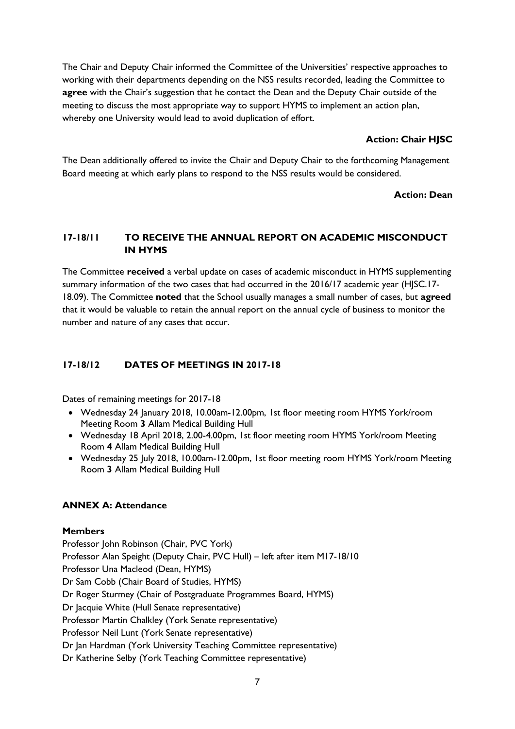The Chair and Deputy Chair informed the Committee of the Universities' respective approaches to working with their departments depending on the NSS results recorded, leading the Committee to **agree** with the Chair's suggestion that he contact the Dean and the Deputy Chair outside of the meeting to discuss the most appropriate way to support HYMS to implement an action plan, whereby one University would lead to avoid duplication of effort.

**Action: Chair HJSC**

The Dean additionally offered to invite the Chair and Deputy Chair to the forthcoming Management Board meeting at which early plans to respond to the NSS results would be considered.

**Action: Dean**

## 17-18/11 TO RECEIVE THE ANNUAL REPORT ON ACADEMIC MISCONDUCT IN HYMS

The Committee **received** a verbal update on cases of academic misconduct in HYMS supplementing summary information of the two cases that had occurred in the 2016/17 academic year (HJSC.17-18.09). The Committee **noted** that the School usually manages a small number of cases, but **agreed** that it would be valuable to retain the annual report on the annual cycle of business to monitor the number and nature of any cases that occur.

## 17-18/12 DATES OF MEETINGS IN 2017-18

Dates of remaining meetings for 2017-18

- Wednesday 24 January 2018, 10.00am-12.00pm, 1st floor meeting room HYMS York/room Meeting Room **3** Allam Medical Building Hull
- Wednesday 18 April 2018, 2.00-4.00pm, 1st floor meeting room HYMS York/room Meeting Room **4** Allam Medical Building Hull
- Wednesday 25 July 2018, 10.00am-12.00pm, 1st floor meeting room HYMS York/room Meeting Room **3** Allam Medical Building Hull

## ANNEX A: Attendance

**Members**

Professor John Robinson (Chair, PVC York)
Professor Alan Speight (Deputy Chair, PVC Hull) – left after item M17-18/10
Professor Una Macleod (Dean, HYMS)
Dr Sam Cobb (Chair Board of Studies, HYMS)
Dr Roger Sturmey (Chair of Postgraduate Programmes Board, HYMS)
Dr Jacquie White (Hull Senate representative)
Professor Martin Chalkley (York Senate representative)
Professor Neil Lunt (York Senate representative)
Dr Jan Hardman (York University Teaching Committee representative)
Dr Katherine Selby (York Teaching Committee representative)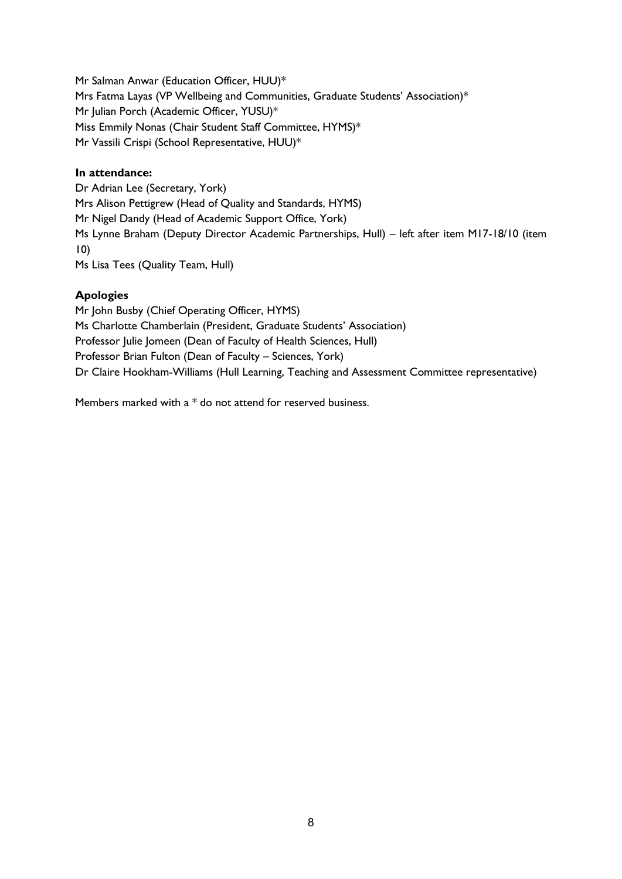Mr Salman Anwar (Education Officer, HUU)*
Mrs Fatma Layas (VP Wellbeing and Communities, Graduate Students' Association)*
Mr Julian Porch (Academic Officer, YUSU)*
Miss Emmily Nonas (Chair Student Staff Committee, HYMS)*
Mr Vassili Crispi (School Representative, HUU)*

**In attendance:**

Dr Adrian Lee (Secretary, York)
Mrs Alison Pettigrew (Head of Quality and Standards, HYMS)
Mr Nigel Dandy (Head of Academic Support Office, York)
Ms Lynne Braham (Deputy Director Academic Partnerships, Hull) – left after item M17-18/10 (item 10)
Ms Lisa Tees (Quality Team, Hull)

**Apologies**

Mr John Busby (Chief Operating Officer, HYMS)
Ms Charlotte Chamberlain (President, Graduate Students' Association)
Professor Julie Jomeen (Dean of Faculty of Health Sciences, Hull)
Professor Brian Fulton (Dean of Faculty – Sciences, York)
Dr Claire Hookham-Williams (Hull Learning, Teaching and Assessment Committee representative)

Members marked with a * do not attend for reserved business.